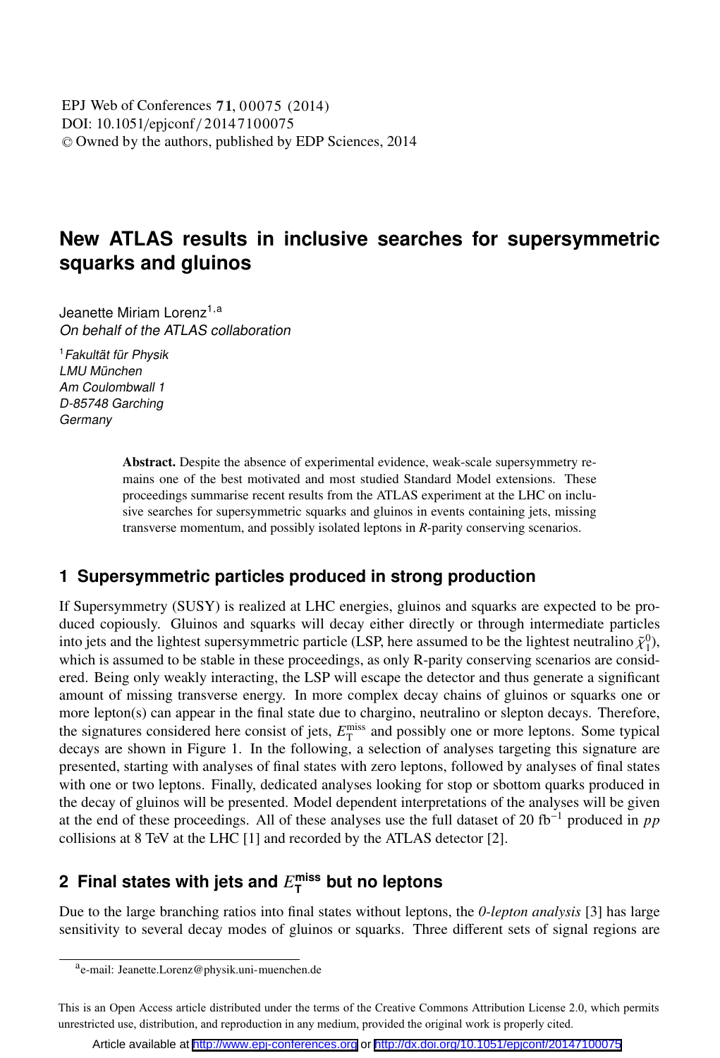EPJ Web of Conferences **71**, 00075 (2014)
DOI: 10.1051/epjconf/20147100075
© Owned by the authors, published by EDP Sciences, 2014

# New ATLAS results in inclusive searches for supersymmetric squarks and gluinos

Jeanette Miriam Lorenz[1,a]
*On behalf of the ATLAS collaboration*

[1] *Fakultät für Physik*
*LMU München*
*Am Coulombwall 1*
*D-85748 Garching*
*Germany*

**Abstract.** Despite the absence of experimental evidence, weak-scale supersymmetry remains one of the best motivated and most studied Standard Model extensions. These proceedings summarise recent results from the ATLAS experiment at the LHC on inclusive searches for supersymmetric squarks and gluinos in events containing jets, missing transverse momentum, and possibly isolated leptons in *R*-parity conserving scenarios.

## 1 Supersymmetric particles produced in strong production

If Supersymmetry (SUSY) is realized at LHC energies, gluinos and squarks are expected to be produced copiously. Gluinos and squarks will decay either directly or through intermediate particles into jets and the lightest supersymmetric particle (LSP, here assumed to be the lightest neutralino $\tilde{\chi}_1^0$), which is assumed to be stable in these proceedings, as only R-parity conserving scenarios are considered. Being only weakly interacting, the LSP will escape the detector and thus generate a significant amount of missing transverse energy. In more complex decay chains of gluinos or squarks one or more lepton(s) can appear in the final state due to chargino, neutralino or slepton decays. Therefore, the signatures considered here consist of jets, $E_{\mathrm{T}}^{\mathrm{miss}}$ and possibly one or more leptons. Some typical decays are shown in Figure 1. In the following, a selection of analyses targeting this signature are presented, starting with analyses of final states with zero leptons, followed by analyses of final states with one or two leptons. Finally, dedicated analyses looking for stop or sbottom quarks produced in the decay of gluinos will be presented. Model dependent interpretations of the analyses will be given at the end of these proceedings. All of these analyses use the full dataset of 20 fb$^{-1}$ produced in *pp* collisions at 8 TeV at the LHC [1] and recorded by the ATLAS detector [2].

## 2 Final states with jets and $E_{\mathrm{T}}^{\mathrm{miss}}$ but no leptons

Due to the large branching ratios into final states without leptons, the *0-lepton analysis* [3] has large sensitivity to several decay modes of gluinos or squarks. Three different sets of signal regions are

[a] e-mail: Jeanette.Lorenz@physik.uni-muenchen.de

This is an Open Access article distributed under the terms of the Creative Commons Attribution License 2.0, which permits unrestricted use, distribution, and reproduction in any medium, provided the original work is properly cited.

Article available at http://www.epj-conferences.org or http://dx.doi.org/10.1051/epjconf/20147100075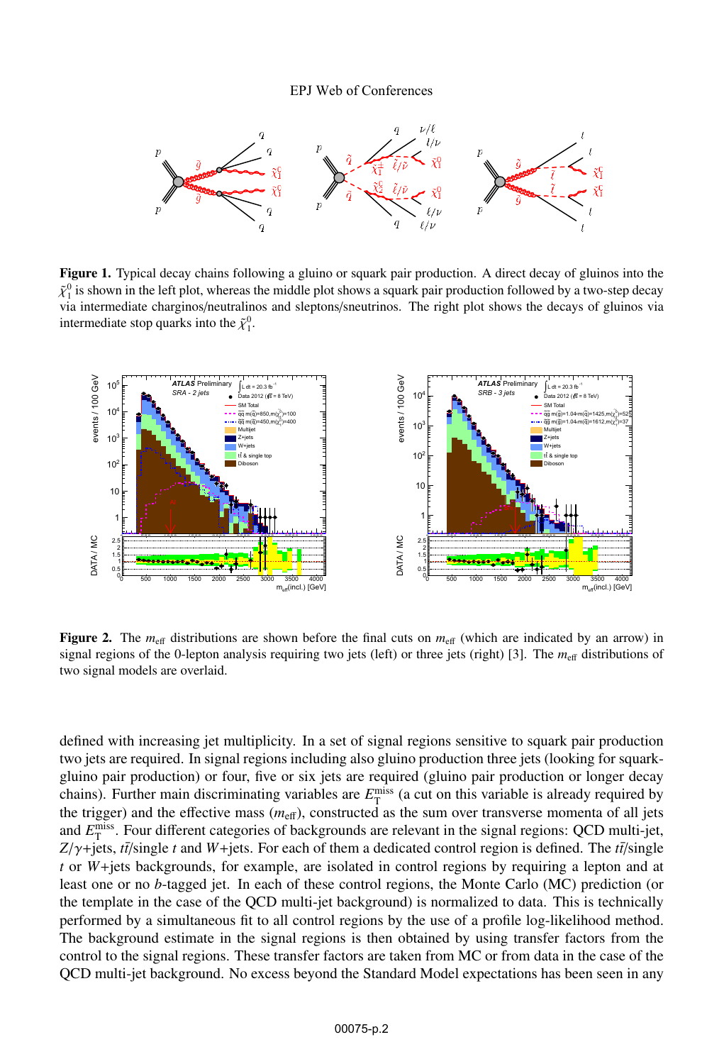**Figure 1.** Typical decay chains following a gluino or squark pair production. A direct decay of gluinos into the $\tilde{\chi}_1^0$ is shown in the left plot, whereas the middle plot shows a squark pair production followed by a two-step decay via intermediate charginos/neutralinos and sleptons/sneutrinos. The right plot shows the decays of gluinos via intermediate stop quarks into the $\tilde{\chi}_1^0$.

**Figure 2.** The $m_{\text{eff}}$ distributions are shown before the final cuts on $m_{\text{eff}}$ (which are indicated by an arrow) in signal regions of the 0-lepton analysis requiring two jets (left) or three jets (right) [3]. The $m_{\text{eff}}$ distributions of two signal models are overlaid.

defined with increasing jet multiplicity. In a set of signal regions sensitive to squark pair production two jets are required. In signal regions including also gluino production three jets (looking for squark-gluino pair production) or four, five or six jets are required (gluino pair production or longer decay chains). Further main discriminating variables are $E_{\text{T}}^{\text{miss}}$ (a cut on this variable is already required by the trigger) and the effective mass ($m_{\text{eff}}$), constructed as the sum over transverse momenta of all jets and $E_{\text{T}}^{\text{miss}}$. Four different categories of backgrounds are relevant in the signal regions: QCD multi-jet, $Z/\gamma$+jets, $t\bar{t}$/single $t$ and $W$+jets. For each of them a dedicated control region is defined. The $t\bar{t}$/single $t$ or $W$+jets backgrounds, for example, are isolated in control regions by requiring a lepton and at least one or no $b$-tagged jet. In each of these control regions, the Monte Carlo (MC) prediction (or the template in the case of the QCD multi-jet background) is normalized to data. This is technically performed by a simultaneous fit to all control regions by the use of a profile log-likelihood method. The background estimate in the signal regions is then obtained by using transfer factors from the control to the signal regions. These transfer factors are taken from MC or from data in the case of the QCD multi-jet background. No excess beyond the Standard Model expectations has been seen in any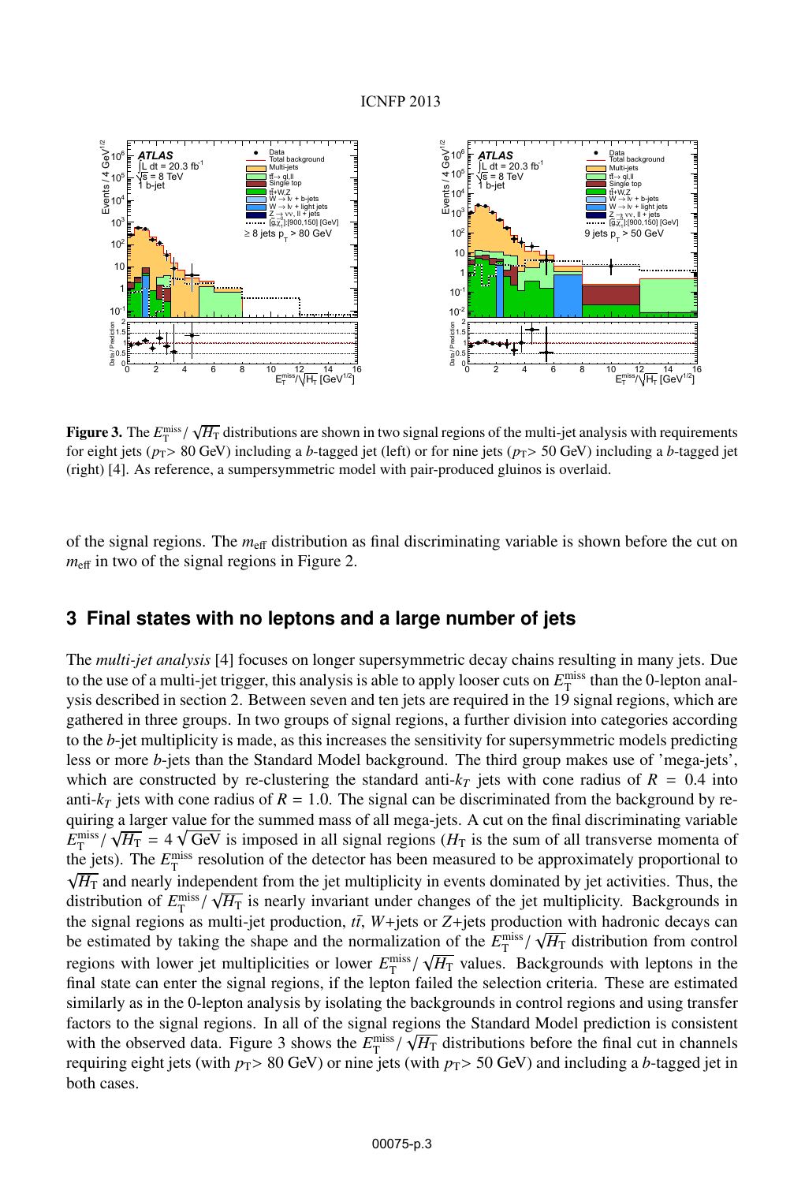**Figure 3.** The $E_{\mathrm{T}}^{\mathrm{miss}}/\sqrt{H_{\mathrm{T}}}$ distributions are shown in two signal regions of the multi-jet analysis with requirements for eight jets ($p_{\mathrm{T}}$> 80 GeV) including a $b$-tagged jet (left) or for nine jets ($p_{\mathrm{T}}$> 50 GeV) including a $b$-tagged jet (right) [4]. As reference, a sumpersymmetric model with pair-produced gluinos is overlaid.

of the signal regions. The $m_{\mathrm{eff}}$ distribution as final discriminating variable is shown before the cut on $m_{\mathrm{eff}}$ in two of the signal regions in Figure 2.

## 3 Final states with no leptons and a large number of jets

The *multi-jet analysis* [4] focuses on longer supersymmetric decay chains resulting in many jets. Due to the use of a multi-jet trigger, this analysis is able to apply looser cuts on $E_{\mathrm{T}}^{\mathrm{miss}}$ than the 0-lepton analysis described in section 2. Between seven and ten jets are required in the 19 signal regions, which are gathered in three groups. In two groups of signal regions, a further division into categories according to the $b$-jet multiplicity is made, as this increases the sensitivity for supersymmetric models predicting less or more $b$-jets than the Standard Model background. The third group makes use of 'mega-jets', which are constructed by re-clustering the standard anti-$k_T$ jets with cone radius of $R = 0.4$ into anti-$k_T$ jets with cone radius of $R = 1.0$. The signal can be discriminated from the background by requiring a larger value for the summed mass of all mega-jets. A cut on the final discriminating variable $E_{\mathrm{T}}^{\mathrm{miss}}/\sqrt{H_{\mathrm{T}}} = 4\sqrt{\mathrm{GeV}}$ is imposed in all signal regions ($H_{\mathrm{T}}$ is the sum of all transverse momenta of the jets). The $E_{\mathrm{T}}^{\mathrm{miss}}$ resolution of the detector has been measured to be approximately proportional to $\sqrt{H_{\mathrm{T}}}$ and nearly independent from the jet multiplicity in events dominated by jet activities. Thus, the distribution of $E_{\mathrm{T}}^{\mathrm{miss}}/\sqrt{H_{\mathrm{T}}}$ is nearly invariant under changes of the jet multiplicity. Backgrounds in the signal regions as multi-jet production, $t\bar{t}$, $W$+jets or $Z$+jets production with hadronic decays can be estimated by taking the shape and the normalization of the $E_{\mathrm{T}}^{\mathrm{miss}}/\sqrt{H_{\mathrm{T}}}$ distribution from control regions with lower jet multiplicities or lower $E_{\mathrm{T}}^{\mathrm{miss}}/\sqrt{H_{\mathrm{T}}}$ values. Backgrounds with leptons in the final state can enter the signal regions, if the lepton failed the selection criteria. These are estimated similarly as in the 0-lepton analysis by isolating the backgrounds in control regions and using transfer factors to the signal regions. In all of the signal regions the Standard Model prediction is consistent with the observed data. Figure 3 shows the $E_{\mathrm{T}}^{\mathrm{miss}}/\sqrt{H_{\mathrm{T}}}$ distributions before the final cut in channels requiring eight jets (with $p_{\mathrm{T}}$> 80 GeV) or nine jets (with $p_{\mathrm{T}}$> 50 GeV) and including a $b$-tagged jet in both cases.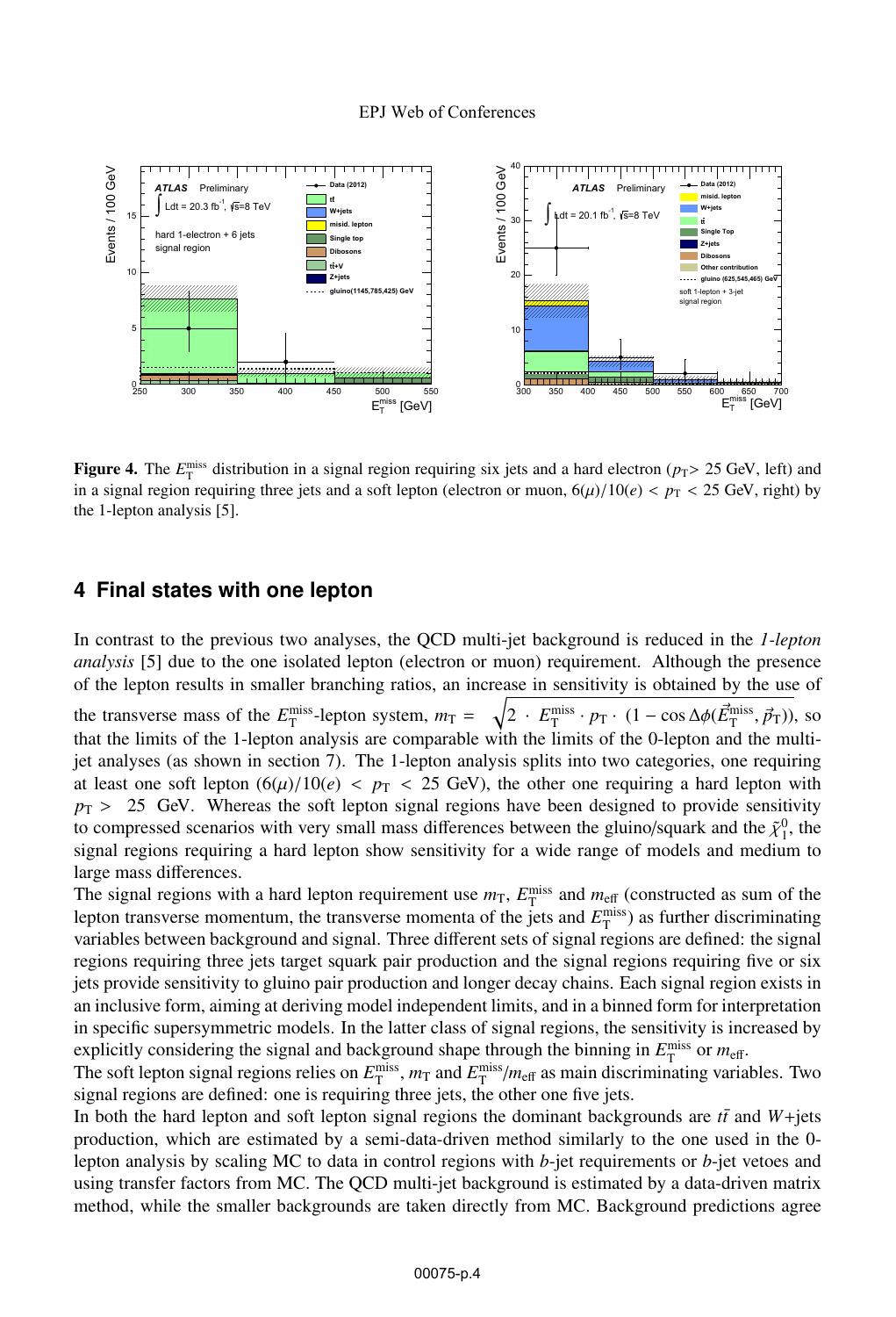**Figure 4.** The $E_{\mathrm{T}}^{\mathrm{miss}}$ distribution in a signal region requiring six jets and a hard electron ($p_{\mathrm{T}}$> 25 GeV, left) and in a signal region requiring three jets and a soft lepton (electron or muon, $6(\mu)/10(e) < p_{\mathrm{T}} < 25$ GeV, right) by the 1-lepton analysis [5].

## 4 Final states with one lepton

In contrast to the previous two analyses, the QCD multi-jet background is reduced in the *1-lepton analysis* [5] due to the one isolated lepton (electron or muon) requirement. Although the presence of the lepton results in smaller branching ratios, an increase in sensitivity is obtained by the use of the transverse mass of the $E_{\mathrm{T}}^{\mathrm{miss}}$-lepton system, $m_{\mathrm{T}} = \sqrt{2 \cdot E_{\mathrm{T}}^{\mathrm{miss}} \cdot p_{\mathrm{T}} \cdot (1 - \cos\Delta\phi(\vec{E}_{\mathrm{T}}^{\mathrm{miss}}, \vec{p}_{\mathrm{T}}))}$, so that the limits of the 1-lepton analysis are comparable with the limits of the 0-lepton and the multi-jet analyses (as shown in section 7). The 1-lepton analysis splits into two categories, one requiring at least one soft lepton ($6(\mu)/10(e) < p_{\mathrm{T}} < 25$ GeV), the other one requiring a hard lepton with $p_{\mathrm{T}} > 25$ GeV. Whereas the soft lepton signal regions have been designed to provide sensitivity to compressed scenarios with very small mass differences between the gluino/squark and the $\tilde{\chi}_1^0$, the signal regions requiring a hard lepton show sensitivity for a wide range of models and medium to large mass differences.

The signal regions with a hard lepton requirement use $m_{\mathrm{T}}$, $E_{\mathrm{T}}^{\mathrm{miss}}$ and $m_{\mathrm{eff}}$ (constructed as sum of the lepton transverse momentum, the transverse momenta of the jets and $E_{\mathrm{T}}^{\mathrm{miss}}$) as further discriminating variables between background and signal. Three different sets of signal regions are defined: the signal regions requiring three jets target squark pair production and the signal regions requiring five or six jets provide sensitivity to gluino pair production and longer decay chains. Each signal region exists in an inclusive form, aiming at deriving model independent limits, and in a binned form for interpretation in specific supersymmetric models. In the latter class of signal regions, the sensitivity is increased by explicitly considering the signal and background shape through the binning in $E_{\mathrm{T}}^{\mathrm{miss}}$ or $m_{\mathrm{eff}}$.

The soft lepton signal regions relies on $E_{\mathrm{T}}^{\mathrm{miss}}$, $m_{\mathrm{T}}$ and $E_{\mathrm{T}}^{\mathrm{miss}}/m_{\mathrm{eff}}$ as main discriminating variables. Two signal regions are defined: one is requiring three jets, the other one five jets.

In both the hard lepton and soft lepton signal regions the dominant backgrounds are $t\bar{t}$ and $W$+jets production, which are estimated by a semi-data-driven method similarly to the one used in the 0-lepton analysis by scaling MC to data in control regions with $b$-jet requirements or $b$-jet vetoes and using transfer factors from MC. The QCD multi-jet background is estimated by a data-driven matrix method, while the smaller backgrounds are taken directly from MC. Background predictions agree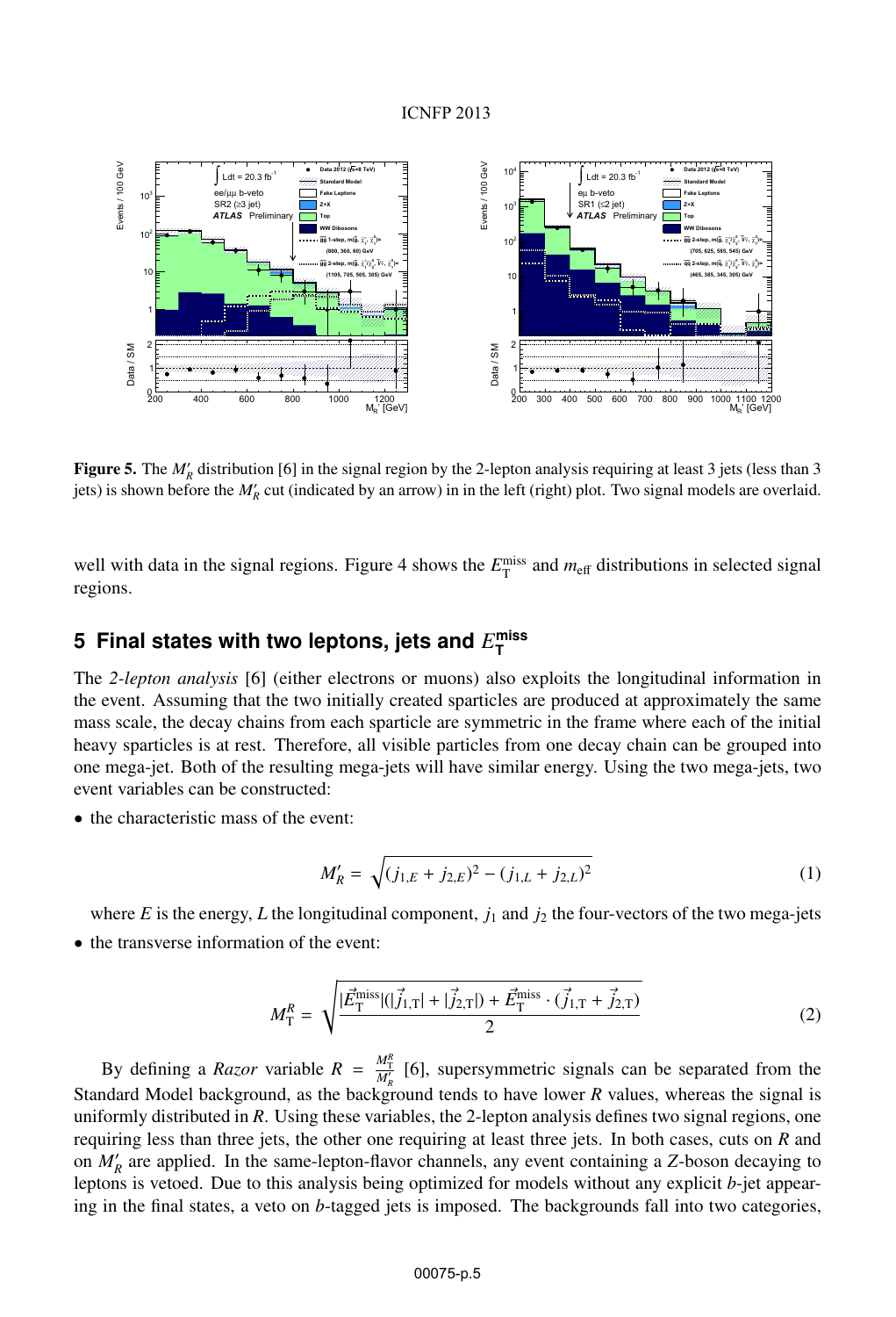**Figure 5.** The $M_R'$ distribution [6] in the signal region by the 2-lepton analysis requiring at least 3 jets (less than 3 jets) is shown before the $M_R'$ cut (indicated by an arrow) in in the left (right) plot. Two signal models are overlaid.

well with data in the signal regions. Figure 4 shows the $E_{\mathrm{T}}^{\mathrm{miss}}$ and $m_{\mathrm{eff}}$ distributions in selected signal regions.

## 5 Final states with two leptons, jets and $E_{\mathrm{T}}^{\mathrm{miss}}$

The *2-lepton analysis* [6] (either electrons or muons) also exploits the longitudinal information in the event. Assuming that the two initially created sparticles are produced at approximately the same mass scale, the decay chains from each sparticle are symmetric in the frame where each of the initial heavy sparticles is at rest. Therefore, all visible particles from one decay chain can be grouped into one mega-jet. Both of the resulting mega-jets will have similar energy. Using the two mega-jets, two event variables can be constructed:

- the characteristic mass of the event:

$$M_R' = \sqrt{(j_{1,E} + j_{2,E})^2 - (j_{1,L} + j_{2,L})^2} \tag{1}$$

where $E$ is the energy, $L$ the longitudinal component, $j_1$ and $j_2$ the four-vectors of the two mega-jets

- the transverse information of the event:

$$M_{\mathrm{T}}^R = \sqrt{\frac{|\vec{E}_{\mathrm{T}}^{\mathrm{miss}}|(|\vec{j}_{1,\mathrm{T}}| + |\vec{j}_{2,\mathrm{T}}|) + \vec{E}_{\mathrm{T}}^{\mathrm{miss}} \cdot (\vec{j}_{1,\mathrm{T}} + \vec{j}_{2,\mathrm{T}})}{2}} \tag{2}$$

By defining a *Razor* variable $R = \frac{M_{\mathrm{T}}^R}{M_R'}$ [6], supersymmetric signals can be separated from the Standard Model background, as the background tends to have lower $R$ values, whereas the signal is uniformly distributed in $R$. Using these variables, the 2-lepton analysis defines two signal regions, one requiring less than three jets, the other one requiring at least three jets. In both cases, cuts on $R$ and on $M_R'$ are applied. In the same-lepton-flavor channels, any event containing a $Z$-boson decaying to leptons is vetoed. Due to this analysis being optimized for models without any explicit $b$-jet appearing in the final states, a veto on $b$-tagged jets is imposed. The backgrounds fall into two categories,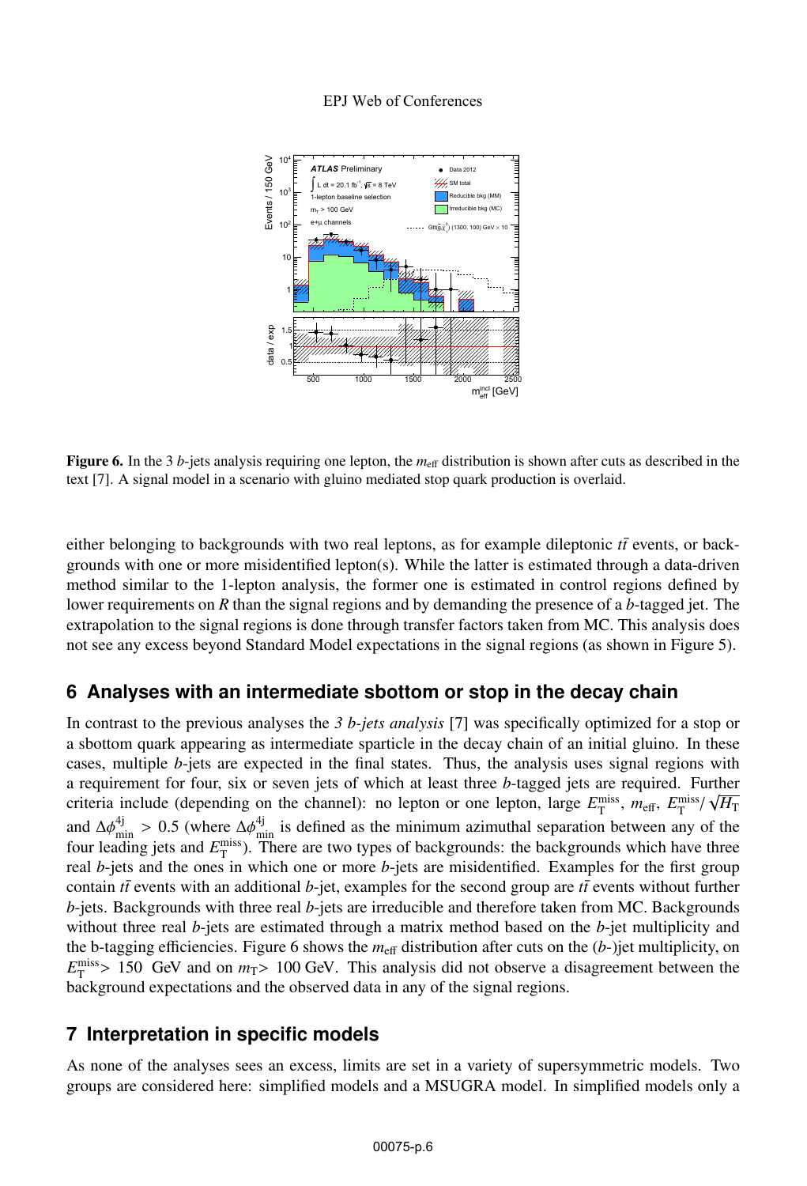Figure 6. In the 3 $b$-jets analysis requiring one lepton, the $m_{\text{eff}}$ distribution is shown after cuts as described in the text [7]. A signal model in a scenario with gluino mediated stop quark production is overlaid.

either belonging to backgrounds with two real leptons, as for example dileptonic $t\bar{t}$ events, or backgrounds with one or more misidentified lepton(s). While the latter is estimated through a data-driven method similar to the 1-lepton analysis, the former one is estimated in control regions defined by lower requirements on $R$ than the signal regions and by demanding the presence of a $b$-tagged jet. The extrapolation to the signal regions is done through transfer factors taken from MC. This analysis does not see any excess beyond Standard Model expectations in the signal regions (as shown in Figure 5).

## 6 Analyses with an intermediate sbottom or stop in the decay chain

In contrast to the previous analyses the *3 b-jets analysis* [7] was specifically optimized for a stop or a sbottom quark appearing as intermediate sparticle in the decay chain of an initial gluino. In these cases, multiple $b$-jets are expected in the final states. Thus, the analysis uses signal regions with a requirement for four, six or seven jets of which at least three $b$-tagged jets are required. Further criteria include (depending on the channel): no lepton or one lepton, large $E_{\text{T}}^{\text{miss}}$, $m_{\text{eff}}$, $E_{\text{T}}^{\text{miss}}/\sqrt{H_{\text{T}}}$ and $\Delta\phi_{\text{min}}^{4\text{j}} > 0.5$ (where $\Delta\phi_{\text{min}}^{4\text{j}}$ is defined as the minimum azimuthal separation between any of the four leading jets and $E_{\text{T}}^{\text{miss}}$). There are two types of backgrounds: the backgrounds which have three real $b$-jets and the ones in which one or more $b$-jets are misidentified. Examples for the first group contain $t\bar{t}$ events with an additional $b$-jet, examples for the second group are $t\bar{t}$ events without further $b$-jets. Backgrounds with three real $b$-jets are irreducible and therefore taken from MC. Backgrounds without three real $b$-jets are estimated through a matrix method based on the $b$-jet multiplicity and the b-tagging efficiencies. Figure 6 shows the $m_{\text{eff}}$ distribution after cuts on the ($b$-)jet multiplicity, on $E_{\text{T}}^{\text{miss}} > 150$ GeV and on $m_{\text{T}} > 100$ GeV. This analysis did not observe a disagreement between the background expectations and the observed data in any of the signal regions.

## 7 Interpretation in specific models

As none of the analyses sees an excess, limits are set in a variety of supersymmetric models. Two groups are considered here: simplified models and a MSUGRA model. In simplified models only a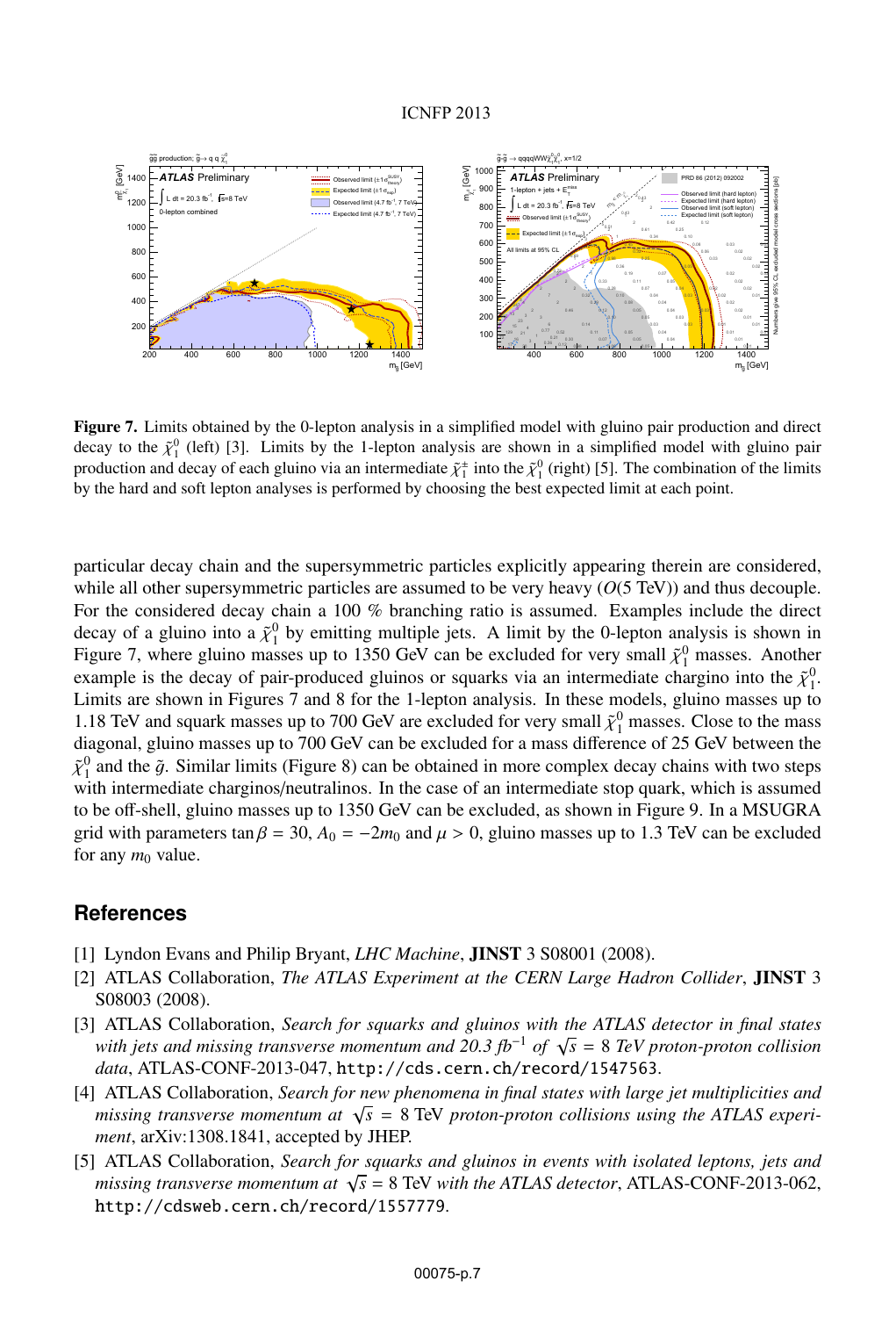**Figure 7.** Limits obtained by the 0-lepton analysis in a simplified model with gluino pair production and direct decay to the $\tilde{\chi}^0_1$ (left) [3]. Limits by the 1-lepton analysis are shown in a simplified model with gluino pair production and decay of each gluino via an intermediate $\tilde{\chi}^{\pm}_1$ into the $\tilde{\chi}^0_1$ (right) [5]. The combination of the limits by the hard and soft lepton analyses is performed by choosing the best expected limit at each point.

particular decay chain and the supersymmetric particles explicitly appearing therein are considered, while all other supersymmetric particles are assumed to be very heavy ($O$(5 TeV)) and thus decouple. For the considered decay chain a 100 % branching ratio is assumed. Examples include the direct decay of a gluino into a $\tilde{\chi}^0_1$ by emitting multiple jets. A limit by the 0-lepton analysis is shown in Figure 7, where gluino masses up to 1350 GeV can be excluded for very small $\tilde{\chi}^0_1$ masses. Another example is the decay of pair-produced gluinos or squarks via an intermediate chargino into the $\tilde{\chi}^0_1$. Limits are shown in Figures 7 and 8 for the 1-lepton analysis. In these models, gluino masses up to 1.18 TeV and squark masses up to 700 GeV are excluded for very small $\tilde{\chi}^0_1$ masses. Close to the mass diagonal, gluino masses up to 700 GeV can be excluded for a mass difference of 25 GeV between the $\tilde{\chi}^0_1$ and the $\tilde{g}$. Similar limits (Figure 8) can be obtained in more complex decay chains with two steps with intermediate charginos/neutralinos. In the case of an intermediate stop quark, which is assumed to be off-shell, gluino masses up to 1350 GeV can be excluded, as shown in Figure 9. In a MSUGRA grid with parameters $\tan\beta = 30$, $A_0 = -2m_0$ and $\mu > 0$, gluino masses up to 1.3 TeV can be excluded for any $m_0$ value.

## References

[1] Lyndon Evans and Philip Bryant, *LHC Machine*, **JINST** 3 S08001 (2008).

[2] ATLAS Collaboration, *The ATLAS Experiment at the CERN Large Hadron Collider*, **JINST** 3 S08003 (2008).

[3] ATLAS Collaboration, *Search for squarks and gluinos with the ATLAS detector in final states with jets and missing transverse momentum and 20.3 fb$^{-1}$ of $\sqrt{s}$ = 8 TeV proton-proton collision data*, ATLAS-CONF-2013-047, http://cds.cern.ch/record/1547563.

[4] ATLAS Collaboration, *Search for new phenomena in final states with large jet multiplicities and missing transverse momentum at* $\sqrt{s}$ = 8 TeV *proton-proton collisions using the ATLAS experiment*, arXiv:1308.1841, accepted by JHEP.

[5] ATLAS Collaboration, *Search for squarks and gluinos in events with isolated leptons, jets and missing transverse momentum at* $\sqrt{s}$ = 8 TeV *with the ATLAS detector*, ATLAS-CONF-2013-062, http://cdsweb.cern.ch/record/1557779.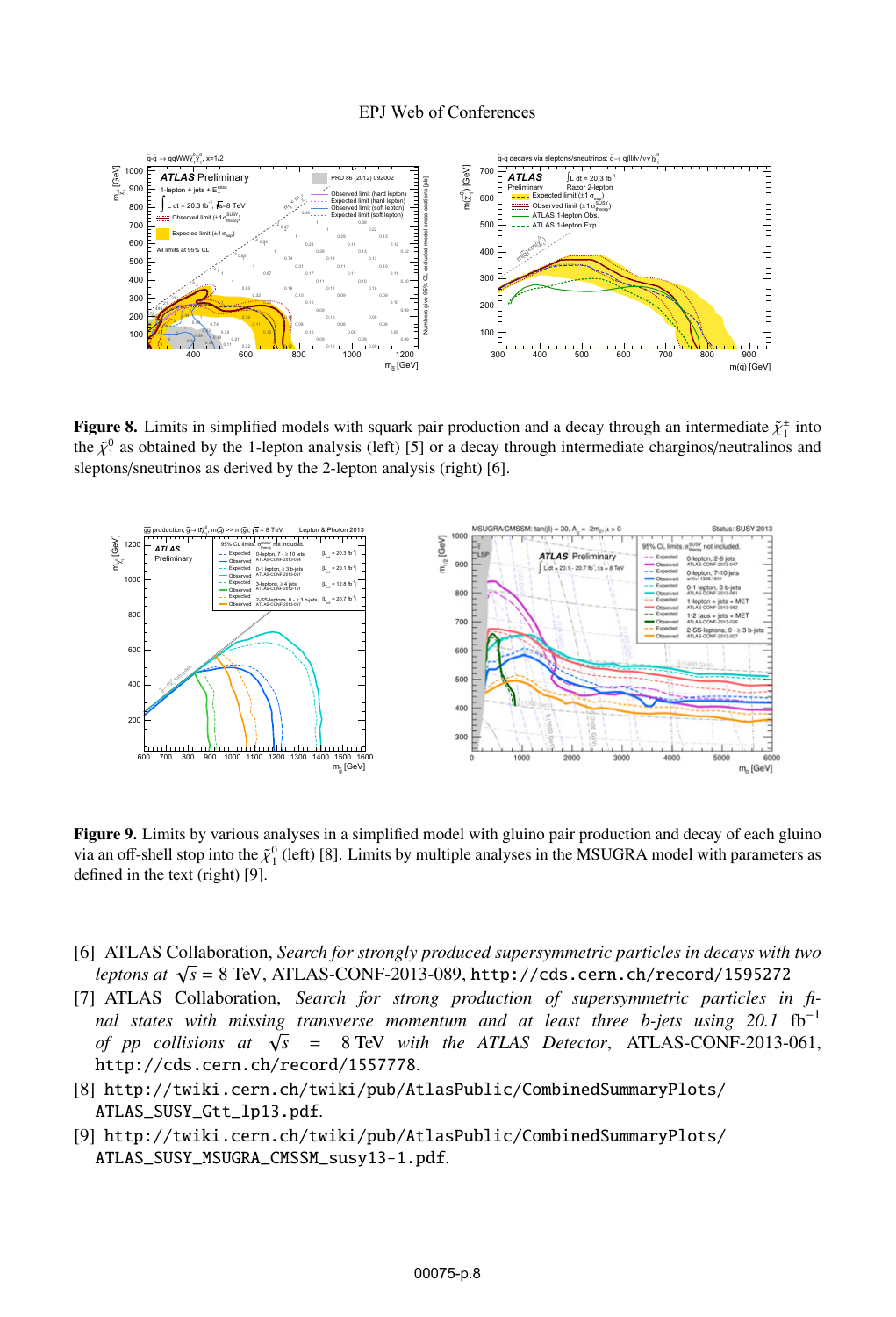**Figure 8.** Limits in simplified models with squark pair production and a decay through an intermediate $\tilde{\chi}_1^\pm$ into the $\tilde{\chi}_1^0$ as obtained by the 1-lepton analysis (left) [5] or a decay through intermediate charginos/neutralinos and sleptons/sneutrinos as derived by the 2-lepton analysis (right) [6].

**Figure 9.** Limits by various analyses in a simplified model with gluino pair production and decay of each gluino via an off-shell stop into the $\tilde{\chi}_1^0$ (left) [8]. Limits by multiple analyses in the MSUGRA model with parameters as defined in the text (right) [9].

[6] ATLAS Collaboration, *Search for strongly produced supersymmetric particles in decays with two leptons at* $\sqrt{s}$ = 8 TeV, ATLAS-CONF-2013-089, http://cds.cern.ch/record/1595272

[7] ATLAS Collaboration, *Search for strong production of supersymmetric particles in final states with missing transverse momentum and at least three b-jets using 20.1* fb$^{-1}$ *of pp collisions at* $\sqrt{s}$ = 8 TeV *with the ATLAS Detector*, ATLAS-CONF-2013-061, http://cds.cern.ch/record/1557778.

[8] http://twiki.cern.ch/twiki/pub/AtlasPublic/CombinedSummaryPlots/ATLAS_SUSY_Gtt_1p13.pdf.

[9] http://twiki.cern.ch/twiki/pub/AtlasPublic/CombinedSummaryPlots/ATLAS_SUSY_MSUGRA_CMSSM_susy13-1.pdf.